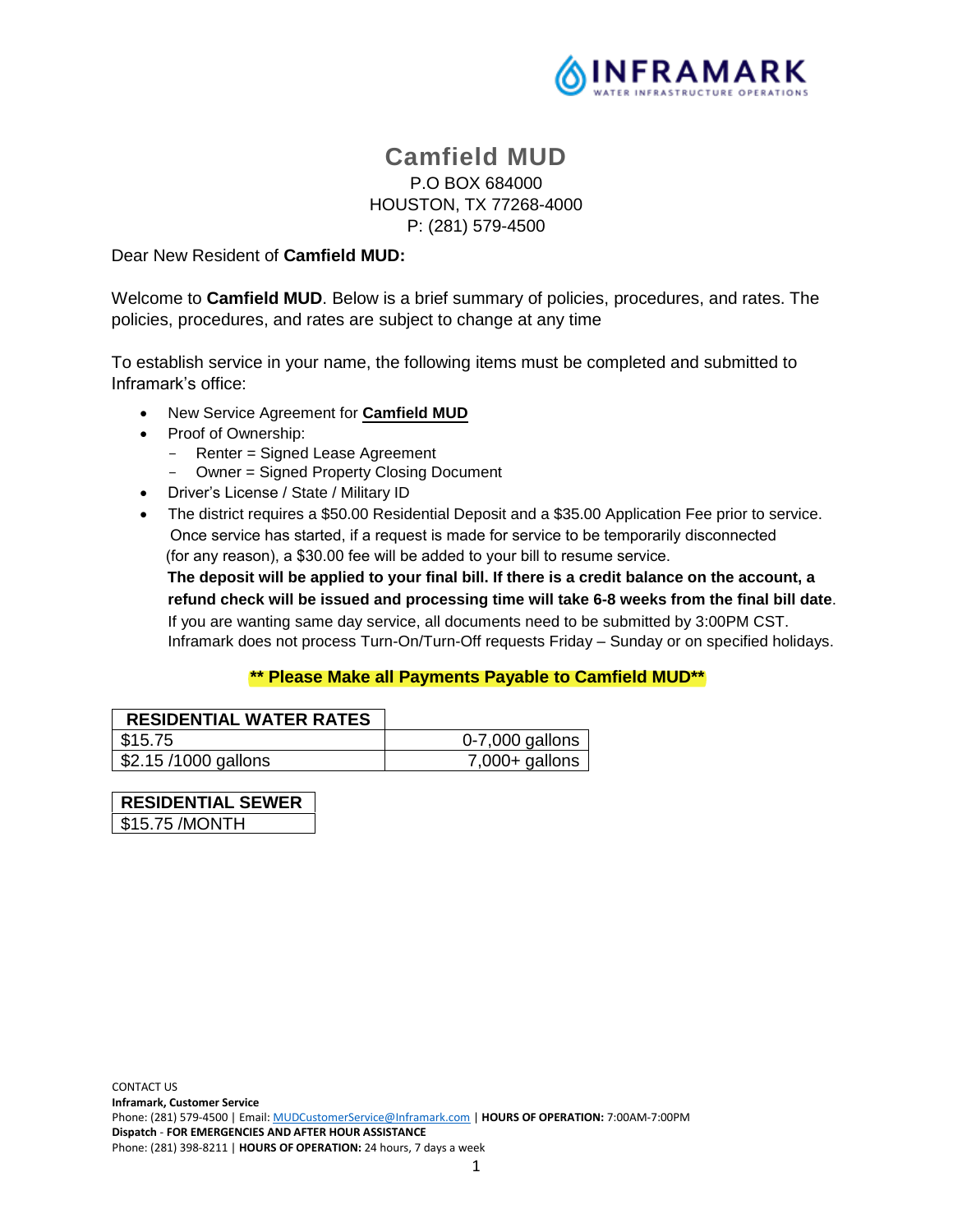# Camfield MUD

P.O BOX 684000
HOUSTON, TX 77268-4000
P: (281) 579-4500

Dear New Resident of **Camfield MUD:**

Welcome to **Camfield MUD**. Below is a brief summary of policies, procedures, and rates. The policies, procedures, and rates are subject to change at any time

To establish service in your name, the following items must be completed and submitted to Inframark's office:

- New Service Agreement for **Camfield MUD**
- Proof of Ownership:
  - Renter = Signed Lease Agreement
  - Owner = Signed Property Closing Document
- Driver's License / State / Military ID
- The district requires a $50.00 Residential Deposit and a $35.00 Application Fee prior to service. Once service has started, if a request is made for service to be temporarily disconnected (for any reason), a $30.00 fee will be added to your bill to resume service.
  **The deposit will be applied to your final bill. If there is a credit balance on the account, a refund check will be issued and processing time will take 6-8 weeks from the final bill date**.
  If you are wanting same day service, all documents need to be submitted by 3:00PM CST.
  Inframark does not process Turn-On/Turn-Off requests Friday – Sunday or on specified holidays.

**** Please Make all Payments Payable to Camfield MUD****

| RESIDENTIAL WATER RATES | |
|---|---|
| $15.75 | 0-7,000 gallons |
| $2.15 /1000 gallons | 7,000+ gallons |

| RESIDENTIAL SEWER |
|---|
| $15.75 /MONTH |

CONTACT US
**Inframark, Customer Service**
Phone: (281) 579-4500 | Email: MUDCustomerService@Inframark.com | **HOURS OF OPERATION:** 7:00AM-7:00PM
**Dispatch** - **FOR EMERGENCIES AND AFTER HOUR ASSISTANCE**
Phone: (281) 398-8211 | **HOURS OF OPERATION:** 24 hours, 7 days a week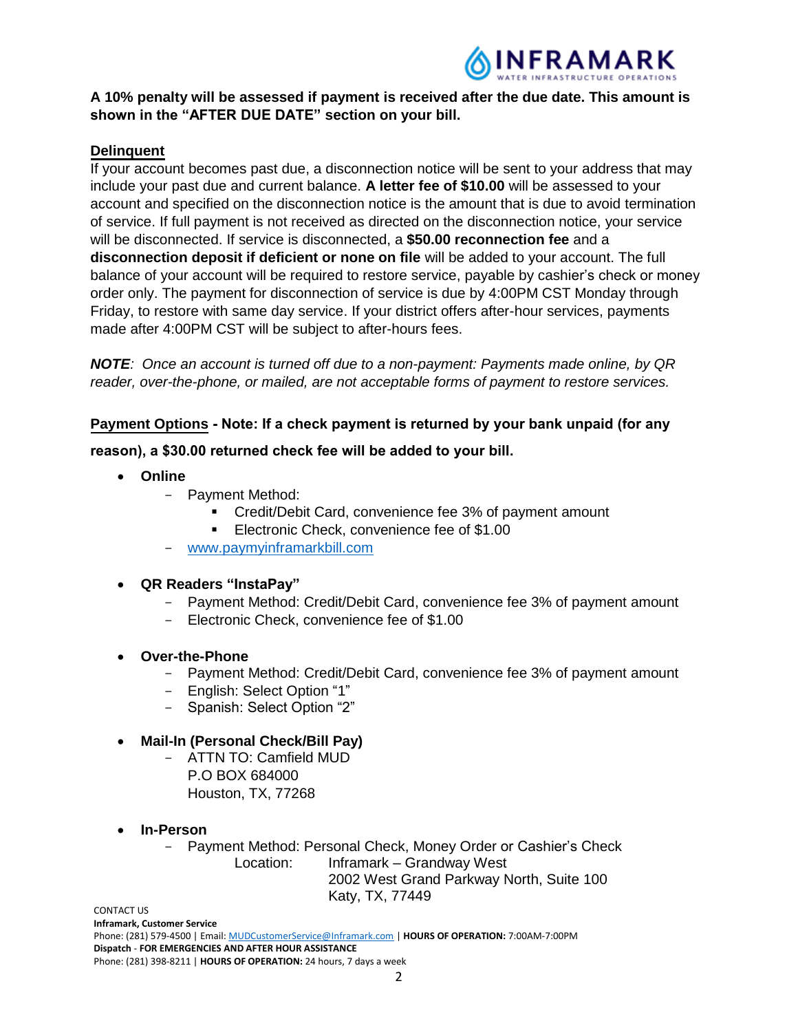**A 10% penalty will be assessed if payment is received after the due date. This amount is shown in the "AFTER DUE DATE" section on your bill.**

## Delinquent

If your account becomes past due, a disconnection notice will be sent to your address that may include your past due and current balance. **A letter fee of $10.00** will be assessed to your account and specified on the disconnection notice is the amount that is due to avoid termination of service. If full payment is not received as directed on the disconnection notice, your service will be disconnected. If service is disconnected, a **$50.00 reconnection fee** and a **disconnection deposit if deficient or none on file** will be added to your account. The full balance of your account will be required to restore service, payable by cashier's check or money order only. The payment for disconnection of service is due by 4:00PM CST Monday through Friday, to restore with same day service. If your district offers after-hour services, payments made after 4:00PM CST will be subject to after-hours fees.

***NOTE**: Once an account is turned off due to a non-payment: Payments made online, by QR reader, over-the-phone, or mailed, are not acceptable forms of payment to restore services.*

## Payment Options - Note: If a check payment is returned by your bank unpaid (for any reason), a $30.00 returned check fee will be added to your bill.

- **Online**
  - Payment Method:
    - Credit/Debit Card, convenience fee 3% of payment amount
    - Electronic Check, convenience fee of $1.00
  - www.paymyinframarkbill.com

- **QR Readers "InstaPay"**
  - Payment Method: Credit/Debit Card, convenience fee 3% of payment amount
  - Electronic Check, convenience fee of $1.00

- **Over-the-Phone**
  - Payment Method: Credit/Debit Card, convenience fee 3% of payment amount
  - English: Select Option "1"
  - Spanish: Select Option "2"

- **Mail-In (Personal Check/Bill Pay)**
  - ATTN TO: Camfield MUD
    P.O BOX 684000
    Houston, TX, 77268

- **In-Person**
  - Payment Method: Personal Check, Money Order or Cashier's Check
    Location: Inframark – Grandway West
    2002 West Grand Parkway North, Suite 100
    Katy, TX, 77449

CONTACT US
**Inframark, Customer Service**
Phone: (281) 579-4500 | Email: MUDCustomerService@Inframark.com | **HOURS OF OPERATION:** 7:00AM-7:00PM
**Dispatch - FOR EMERGENCIES AND AFTER HOUR ASSISTANCE**
Phone: (281) 398-8211 | **HOURS OF OPERATION:** 24 hours, 7 days a week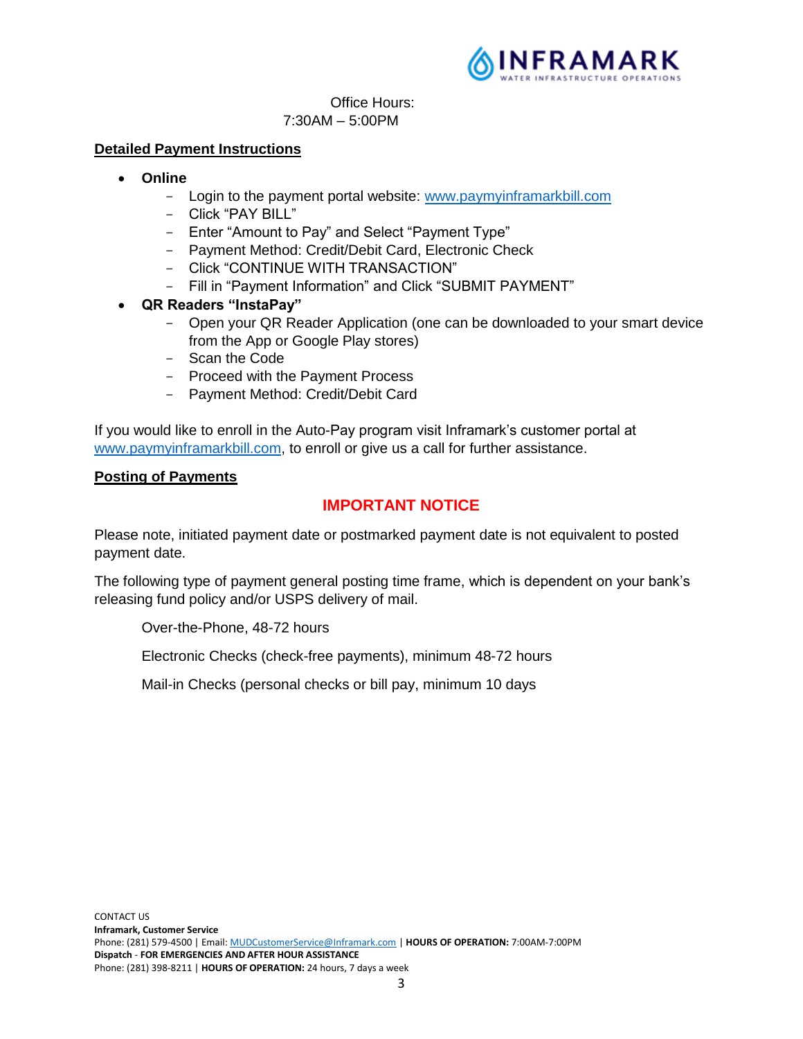Office Hours:
7:30AM – 5:00PM

**Detailed Payment Instructions**

- **Online**
  - Login to the payment portal website: [www.paymyinframarkbill.com](http://www.paymyinframarkbill.com)
  - Click "PAY BILL"
  - Enter "Amount to Pay" and Select "Payment Type"
  - Payment Method: Credit/Debit Card, Electronic Check
  - Click "CONTINUE WITH TRANSACTION"
  - Fill in "Payment Information" and Click "SUBMIT PAYMENT"
- **QR Readers "InstaPay"**
  - Open your QR Reader Application (one can be downloaded to your smart device from the App or Google Play stores)
  - Scan the Code
  - Proceed with the Payment Process
  - Payment Method: Credit/Debit Card

If you would like to enroll in the Auto-Pay program visit Inframark's customer portal at [www.paymyinframarkbill.com](http://www.paymyinframarkbill.com), to enroll or give us a call for further assistance.

**Posting of Payments**

**IMPORTANT NOTICE**

Please note, initiated payment date or postmarked payment date is not equivalent to posted payment date.

The following type of payment general posting time frame, which is dependent on your bank's releasing fund policy and/or USPS delivery of mail.

Over-the-Phone, 48-72 hours

Electronic Checks (check-free payments), minimum 48-72 hours

Mail-in Checks (personal checks or bill pay, minimum 10 days

CONTACT US
**Inframark, Customer Service**
Phone: (281) 579-4500 | Email: [MUDCustomerService@Inframark.com](mailto:MUDCustomerService@Inframark.com) | **HOURS OF OPERATION:** 7:00AM-7:00PM
**Dispatch** - **FOR EMERGENCIES AND AFTER HOUR ASSISTANCE**
Phone: (281) 398-8211 | **HOURS OF OPERATION:** 24 hours, 7 days a week